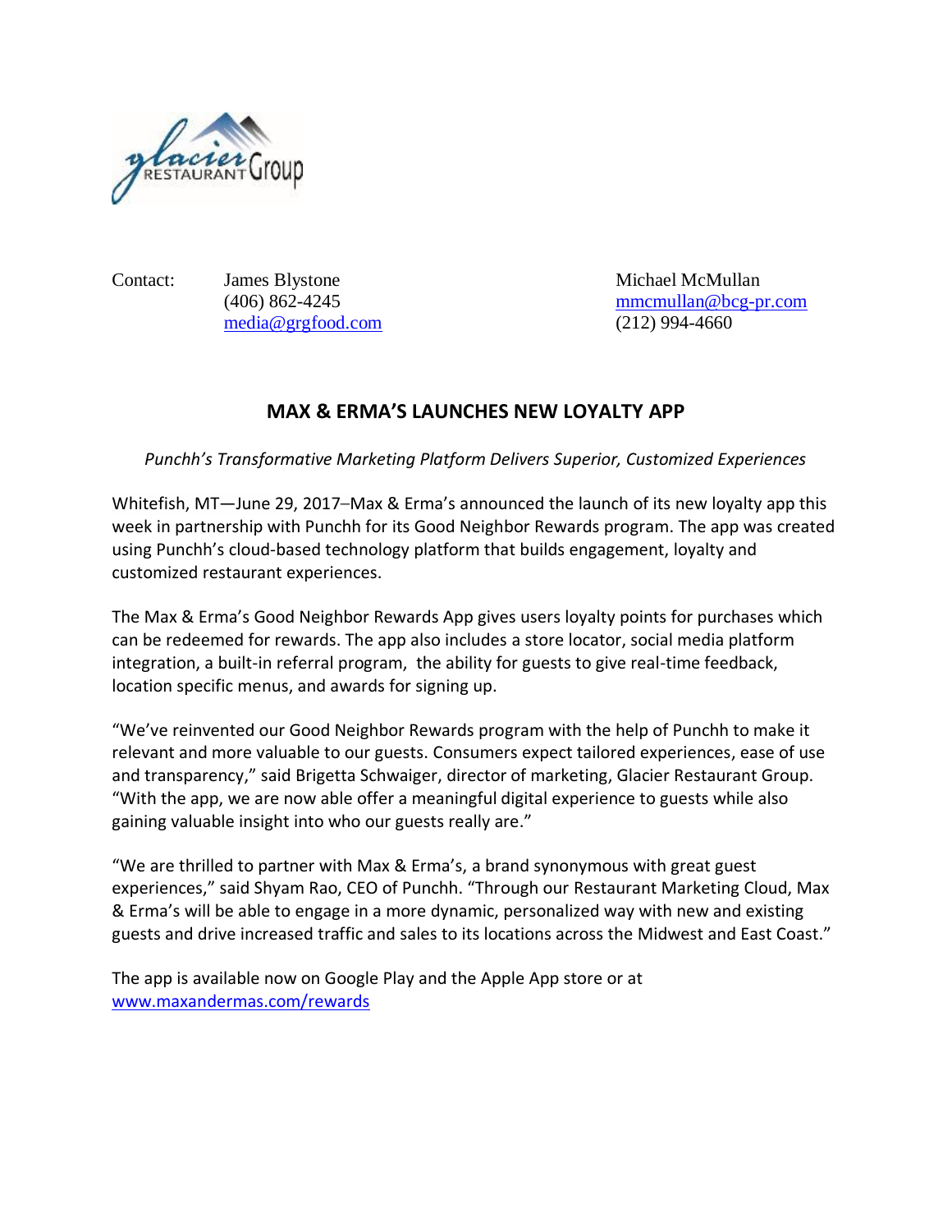Contact: James Blystone
(406) 862-4245
media@grgfood.com

Michael McMullan
mmcmullan@bcg-pr.com
(212) 994-4660

# MAX & ERMA'S LAUNCHES NEW LOYALTY APP

*Punchh's Transformative Marketing Platform Delivers Superior, Customized Experiences*

Whitefish, MT—June 29, 2017–Max & Erma's announced the launch of its new loyalty app this week in partnership with Punchh for its Good Neighbor Rewards program. The app was created using Punchh's cloud-based technology platform that builds engagement, loyalty and customized restaurant experiences.

The Max & Erma's Good Neighbor Rewards App gives users loyalty points for purchases which can be redeemed for rewards. The app also includes a store locator, social media platform integration, a built-in referral program, the ability for guests to give real-time feedback, location specific menus, and awards for signing up.

"We've reinvented our Good Neighbor Rewards program with the help of Punchh to make it relevant and more valuable to our guests. Consumers expect tailored experiences, ease of use and transparency," said Brigetta Schwaiger, director of marketing, Glacier Restaurant Group. "With the app, we are now able offer a meaningful digital experience to guests while also gaining valuable insight into who our guests really are."

"We are thrilled to partner with Max & Erma's, a brand synonymous with great guest experiences," said Shyam Rao, CEO of Punchh. "Through our Restaurant Marketing Cloud, Max & Erma's will be able to engage in a more dynamic, personalized way with new and existing guests and drive increased traffic and sales to its locations across the Midwest and East Coast."

The app is available now on Google Play and the Apple App store or at www.maxandermas.com/rewards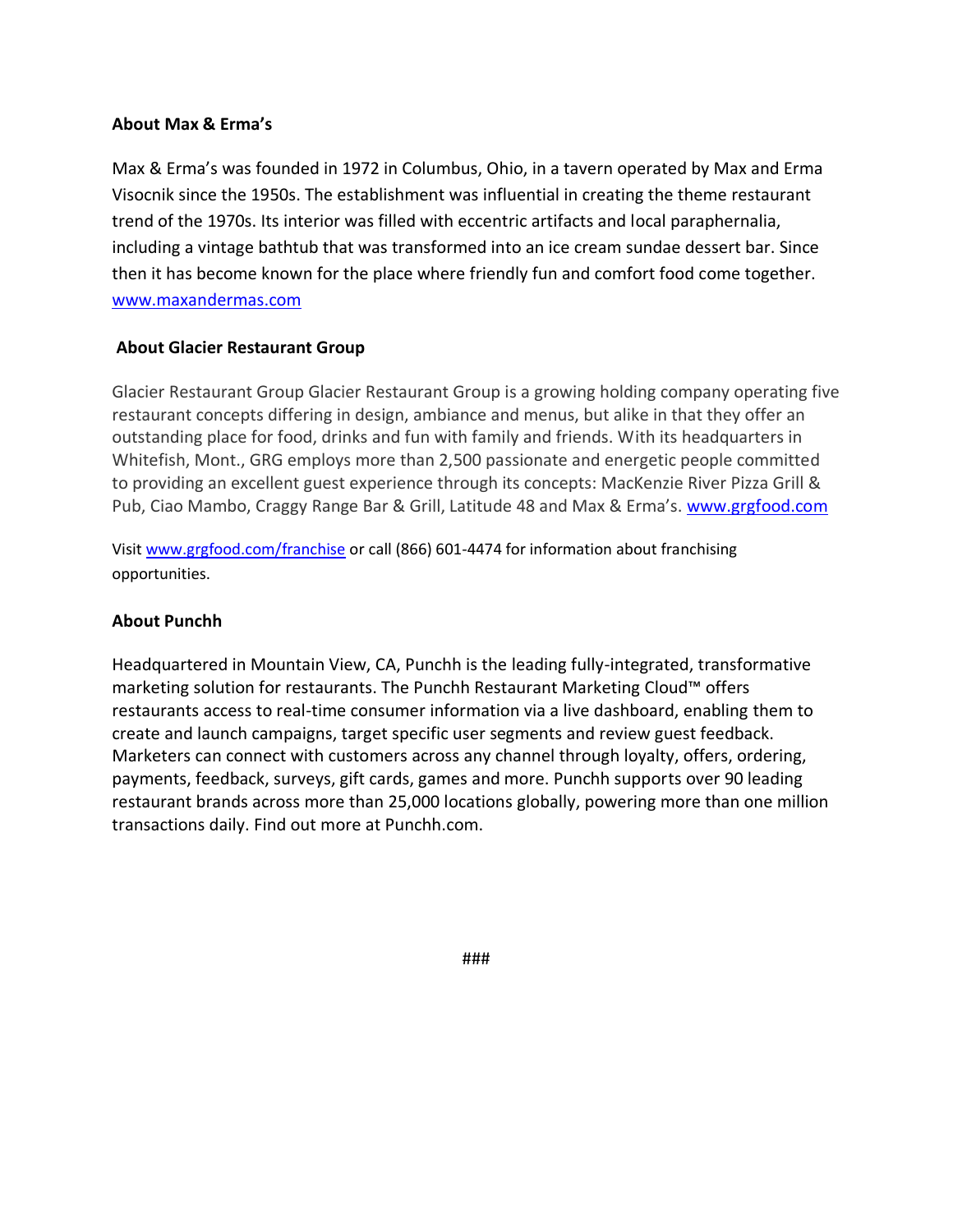**About Max & Erma's**

Max & Erma's was founded in 1972 in Columbus, Ohio, in a tavern operated by Max and Erma Visocnik since the 1950s. The establishment was influential in creating the theme restaurant trend of the 1970s. Its interior was filled with eccentric artifacts and local paraphernalia, including a vintage bathtub that was transformed into an ice cream sundae dessert bar. Since then it has become known for the place where friendly fun and comfort food come together. [www.maxandermas.com](http://www.maxandermas.com)

**About Glacier Restaurant Group**

Glacier Restaurant Group Glacier Restaurant Group is a growing holding company operating five restaurant concepts differing in design, ambiance and menus, but alike in that they offer an outstanding place for food, drinks and fun with family and friends. With its headquarters in Whitefish, Mont., GRG employs more than 2,500 passionate and energetic people committed to providing an excellent guest experience through its concepts: MacKenzie River Pizza Grill & Pub, Ciao Mambo, Craggy Range Bar & Grill, Latitude 48 and Max & Erma's. [www.grgfood.com](http://www.grgfood.com)

Visit [www.grgfood.com/franchise](http://www.grgfood.com/franchise) or call (866) 601-4474 for information about franchising opportunities.

**About Punchh**

Headquartered in Mountain View, CA, Punchh is the leading fully-integrated, transformative marketing solution for restaurants. The Punchh Restaurant Marketing Cloud™ offers restaurants access to real-time consumer information via a live dashboard, enabling them to create and launch campaigns, target specific user segments and review guest feedback. Marketers can connect with customers across any channel through loyalty, offers, ordering, payments, feedback, surveys, gift cards, games and more. Punchh supports over 90 leading restaurant brands across more than 25,000 locations globally, powering more than one million transactions daily. Find out more at Punchh.com.

###